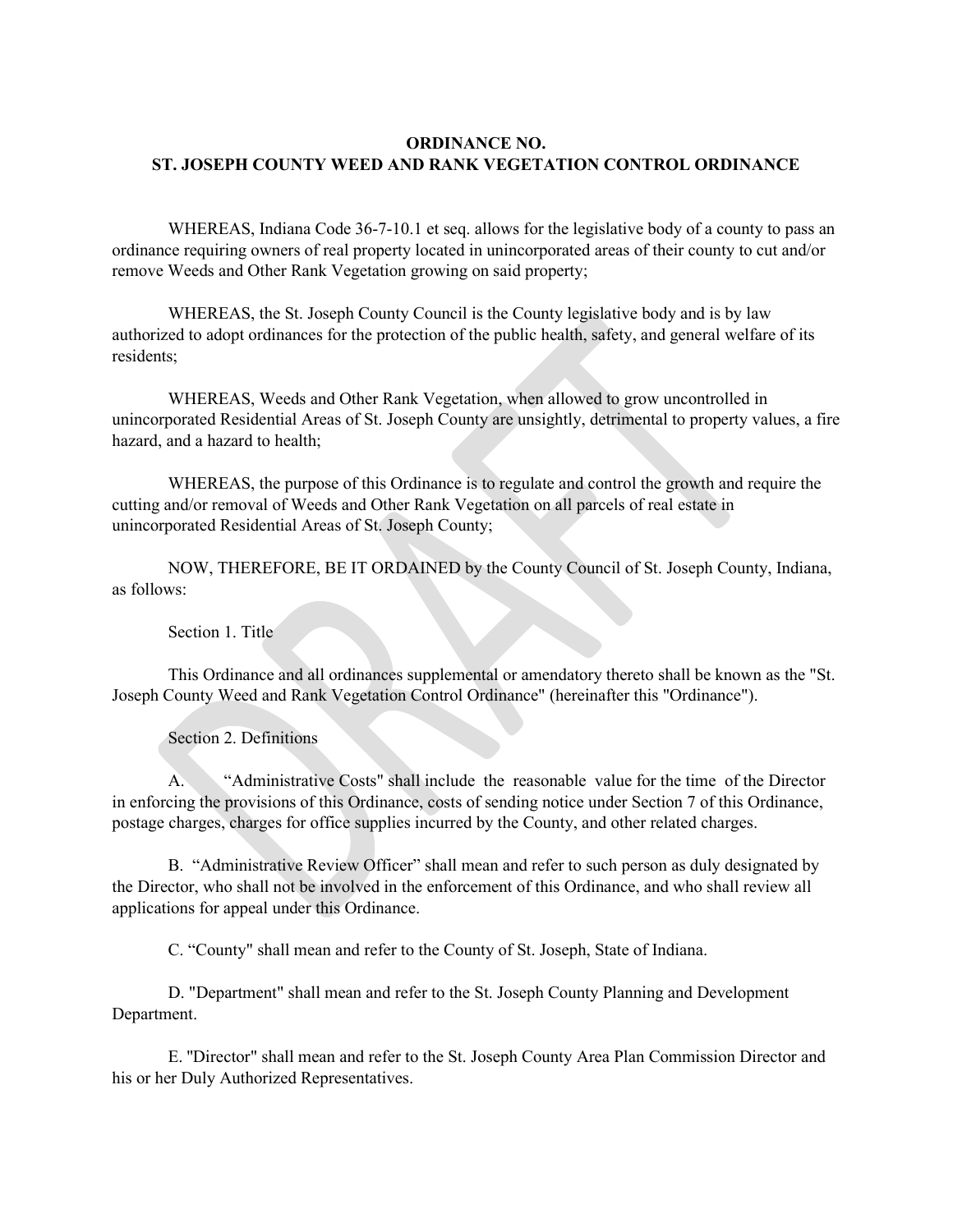**ORDINANCE NO.**
**ST. JOSEPH COUNTY WEED AND RANK VEGETATION CONTROL ORDINANCE**

WHEREAS, Indiana Code 36-7-10.1 et seq. allows for the legislative body of a county to pass an ordinance requiring owners of real property located in unincorporated areas of their county to cut and/or remove Weeds and Other Rank Vegetation growing on said property;

WHEREAS, the St. Joseph County Council is the County legislative body and is by law authorized to adopt ordinances for the protection of the public health, safety, and general welfare of its residents;

WHEREAS, Weeds and Other Rank Vegetation, when allowed to grow uncontrolled in unincorporated Residential Areas of St. Joseph County are unsightly, detrimental to property values, a fire hazard, and a hazard to health;

WHEREAS, the purpose of this Ordinance is to regulate and control the growth and require the cutting and/or removal of Weeds and Other Rank Vegetation on all parcels of real estate in unincorporated Residential Areas of St. Joseph County;

NOW, THEREFORE, BE IT ORDAINED by the County Council of St. Joseph County, Indiana, as follows:

Section 1. Title

This Ordinance and all ordinances supplemental or amendatory thereto shall be known as the "St. Joseph County Weed and Rank Vegetation Control Ordinance" (hereinafter this "Ordinance").

Section 2. Definitions

A. "Administrative Costs" shall include the reasonable value for the time of the Director in enforcing the provisions of this Ordinance, costs of sending notice under Section 7 of this Ordinance, postage charges, charges for office supplies incurred by the County, and other related charges.

B. "Administrative Review Officer" shall mean and refer to such person as duly designated by the Director, who shall not be involved in the enforcement of this Ordinance, and who shall review all applications for appeal under this Ordinance.

C. "County" shall mean and refer to the County of St. Joseph, State of Indiana.

D. "Department" shall mean and refer to the St. Joseph County Planning and Development Department.

E. "Director" shall mean and refer to the St. Joseph County Area Plan Commission Director and his or her Duly Authorized Representatives.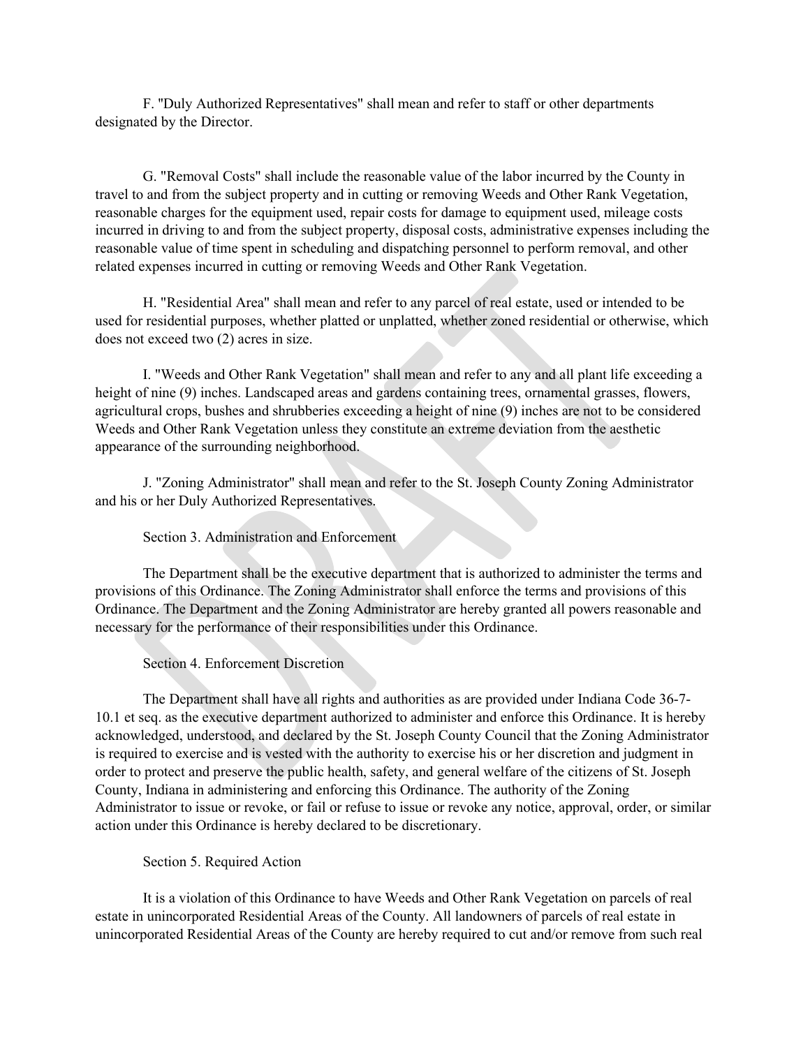F. "Duly Authorized Representatives" shall mean and refer to staff or other departments designated by the Director.

G. "Removal Costs" shall include the reasonable value of the labor incurred by the County in travel to and from the subject property and in cutting or removing Weeds and Other Rank Vegetation, reasonable charges for the equipment used, repair costs for damage to equipment used, mileage costs incurred in driving to and from the subject property, disposal costs, administrative expenses including the reasonable value of time spent in scheduling and dispatching personnel to perform removal, and other related expenses incurred in cutting or removing Weeds and Other Rank Vegetation.

H. "Residential Area" shall mean and refer to any parcel of real estate, used or intended to be used for residential purposes, whether platted or unplatted, whether zoned residential or otherwise, which does not exceed two (2) acres in size.

I. "Weeds and Other Rank Vegetation" shall mean and refer to any and all plant life exceeding a height of nine (9) inches. Landscaped areas and gardens containing trees, ornamental grasses, flowers, agricultural crops, bushes and shrubberies exceeding a height of nine (9) inches are not to be considered Weeds and Other Rank Vegetation unless they constitute an extreme deviation from the aesthetic appearance of the surrounding neighborhood.

J. "Zoning Administrator" shall mean and refer to the St. Joseph County Zoning Administrator and his or her Duly Authorized Representatives.

Section 3. Administration and Enforcement

The Department shall be the executive department that is authorized to administer the terms and provisions of this Ordinance. The Zoning Administrator shall enforce the terms and provisions of this Ordinance. The Department and the Zoning Administrator are hereby granted all powers reasonable and necessary for the performance of their responsibilities under this Ordinance.

Section 4. Enforcement Discretion

The Department shall have all rights and authorities as are provided under Indiana Code 36-7-10.1 et seq. as the executive department authorized to administer and enforce this Ordinance. It is hereby acknowledged, understood, and declared by the St. Joseph County Council that the Zoning Administrator is required to exercise and is vested with the authority to exercise his or her discretion and judgment in order to protect and preserve the public health, safety, and general welfare of the citizens of St. Joseph County, Indiana in administering and enforcing this Ordinance. The authority of the Zoning Administrator to issue or revoke, or fail or refuse to issue or revoke any notice, approval, order, or similar action under this Ordinance is hereby declared to be discretionary.

Section 5. Required Action

It is a violation of this Ordinance to have Weeds and Other Rank Vegetation on parcels of real estate in unincorporated Residential Areas of the County. All landowners of parcels of real estate in unincorporated Residential Areas of the County are hereby required to cut and/or remove from such real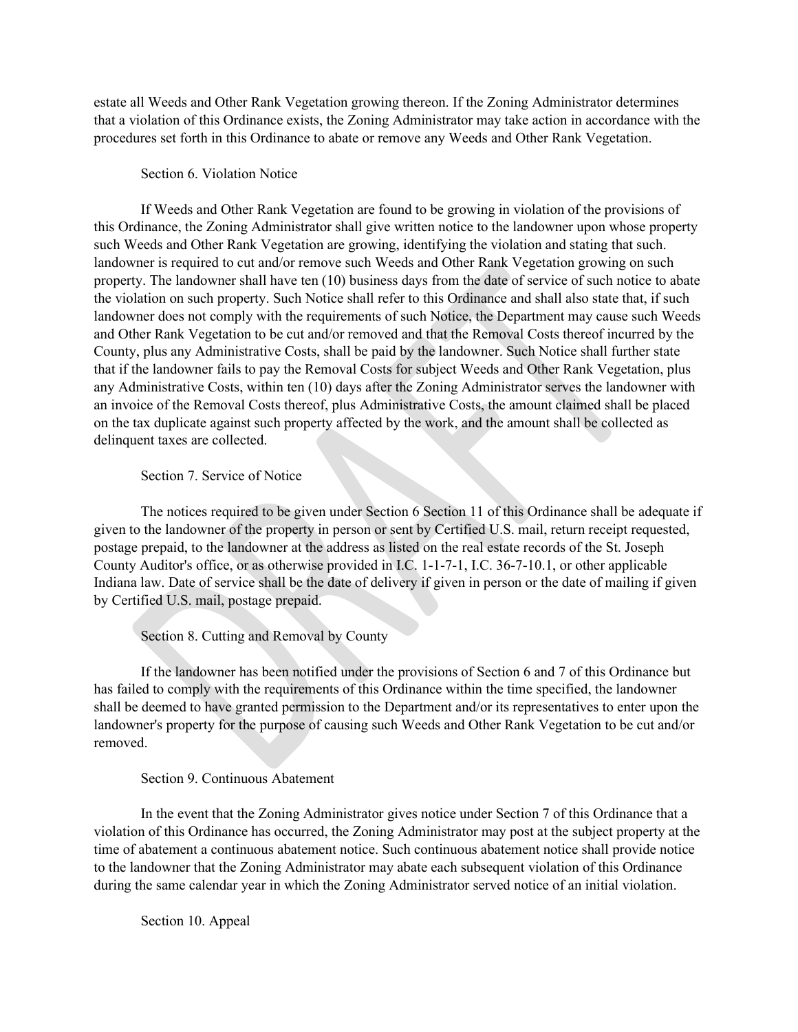estate all Weeds and Other Rank Vegetation growing thereon. If the Zoning Administrator determines that a violation of this Ordinance exists, the Zoning Administrator may take action in accordance with the procedures set forth in this Ordinance to abate or remove any Weeds and Other Rank Vegetation.

Section 6. Violation Notice

If Weeds and Other Rank Vegetation are found to be growing in violation of the provisions of this Ordinance, the Zoning Administrator shall give written notice to the landowner upon whose property such Weeds and Other Rank Vegetation are growing, identifying the violation and stating that such. landowner is required to cut and/or remove such Weeds and Other Rank Vegetation growing on such property. The landowner shall have ten (10) business days from the date of service of such notice to abate the violation on such property. Such Notice shall refer to this Ordinance and shall also state that, if such landowner does not comply with the requirements of such Notice, the Department may cause such Weeds and Other Rank Vegetation to be cut and/or removed and that the Removal Costs thereof incurred by the County, plus any Administrative Costs, shall be paid by the landowner. Such Notice shall further state that if the landowner fails to pay the Removal Costs for subject Weeds and Other Rank Vegetation, plus any Administrative Costs, within ten (10) days after the Zoning Administrator serves the landowner with an invoice of the Removal Costs thereof, plus Administrative Costs, the amount claimed shall be placed on the tax duplicate against such property affected by the work, and the amount shall be collected as delinquent taxes are collected.

Section 7. Service of Notice

The notices required to be given under Section 6 Section 11 of this Ordinance shall be adequate if given to the landowner of the property in person or sent by Certified U.S. mail, return receipt requested, postage prepaid, to the landowner at the address as listed on the real estate records of the St. Joseph County Auditor's office, or as otherwise provided in I.C. 1-1-7-1, I.C. 36-7-10.1, or other applicable Indiana law. Date of service shall be the date of delivery if given in person or the date of mailing if given by Certified U.S. mail, postage prepaid.

Section 8. Cutting and Removal by County

If the landowner has been notified under the provisions of Section 6 and 7 of this Ordinance but has failed to comply with the requirements of this Ordinance within the time specified, the landowner shall be deemed to have granted permission to the Department and/or its representatives to enter upon the landowner's property for the purpose of causing such Weeds and Other Rank Vegetation to be cut and/or removed.

Section 9. Continuous Abatement

In the event that the Zoning Administrator gives notice under Section 7 of this Ordinance that a violation of this Ordinance has occurred, the Zoning Administrator may post at the subject property at the time of abatement a continuous abatement notice. Such continuous abatement notice shall provide notice to the landowner that the Zoning Administrator may abate each subsequent violation of this Ordinance during the same calendar year in which the Zoning Administrator served notice of an initial violation.

Section 10. Appeal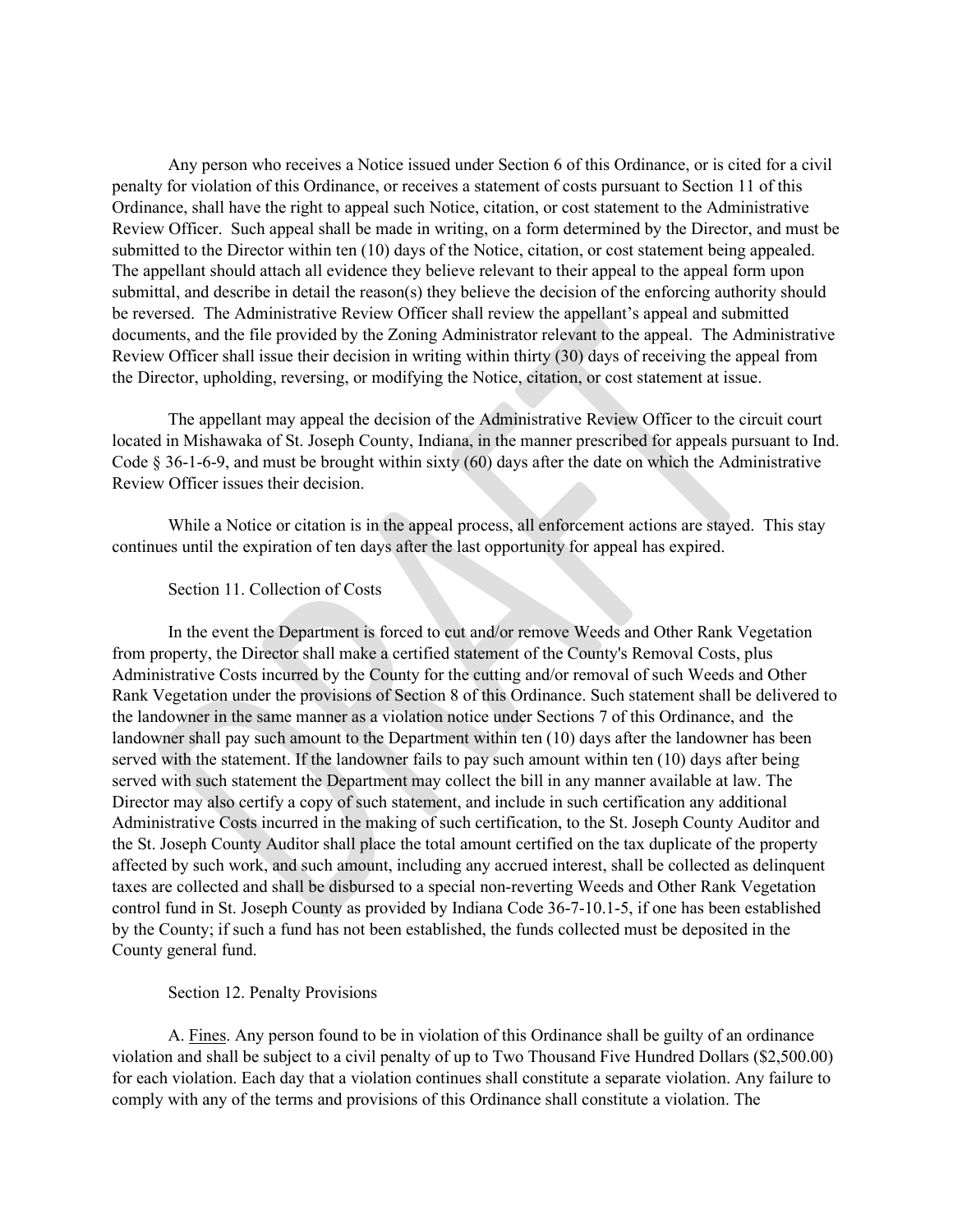Any person who receives a Notice issued under Section 6 of this Ordinance, or is cited for a civil penalty for violation of this Ordinance, or receives a statement of costs pursuant to Section 11 of this Ordinance, shall have the right to appeal such Notice, citation, or cost statement to the Administrative Review Officer. Such appeal shall be made in writing, on a form determined by the Director, and must be submitted to the Director within ten (10) days of the Notice, citation, or cost statement being appealed. The appellant should attach all evidence they believe relevant to their appeal to the appeal form upon submittal, and describe in detail the reason(s) they believe the decision of the enforcing authority should be reversed. The Administrative Review Officer shall review the appellant's appeal and submitted documents, and the file provided by the Zoning Administrator relevant to the appeal. The Administrative Review Officer shall issue their decision in writing within thirty (30) days of receiving the appeal from the Director, upholding, reversing, or modifying the Notice, citation, or cost statement at issue.

The appellant may appeal the decision of the Administrative Review Officer to the circuit court located in Mishawaka of St. Joseph County, Indiana, in the manner prescribed for appeals pursuant to Ind. Code § 36-1-6-9, and must be brought within sixty (60) days after the date on which the Administrative Review Officer issues their decision.

While a Notice or citation is in the appeal process, all enforcement actions are stayed. This stay continues until the expiration of ten days after the last opportunity for appeal has expired.

Section 11. Collection of Costs

In the event the Department is forced to cut and/or remove Weeds and Other Rank Vegetation from property, the Director shall make a certified statement of the County's Removal Costs, plus Administrative Costs incurred by the County for the cutting and/or removal of such Weeds and Other Rank Vegetation under the provisions of Section 8 of this Ordinance. Such statement shall be delivered to the landowner in the same manner as a violation notice under Sections 7 of this Ordinance, and the landowner shall pay such amount to the Department within ten (10) days after the landowner has been served with the statement. If the landowner fails to pay such amount within ten (10) days after being served with such statement the Department may collect the bill in any manner available at law. The Director may also certify a copy of such statement, and include in such certification any additional Administrative Costs incurred in the making of such certification, to the St. Joseph County Auditor and the St. Joseph County Auditor shall place the total amount certified on the tax duplicate of the property affected by such work, and such amount, including any accrued interest, shall be collected as delinquent taxes are collected and shall be disbursed to a special non-reverting Weeds and Other Rank Vegetation control fund in St. Joseph County as provided by Indiana Code 36-7-10.1-5, if one has been established by the County; if such a fund has not been established, the funds collected must be deposited in the County general fund.

Section 12. Penalty Provisions

A. Fines. Any person found to be in violation of this Ordinance shall be guilty of an ordinance violation and shall be subject to a civil penalty of up to Two Thousand Five Hundred Dollars ($2,500.00) for each violation. Each day that a violation continues shall constitute a separate violation. Any failure to comply with any of the terms and provisions of this Ordinance shall constitute a violation. The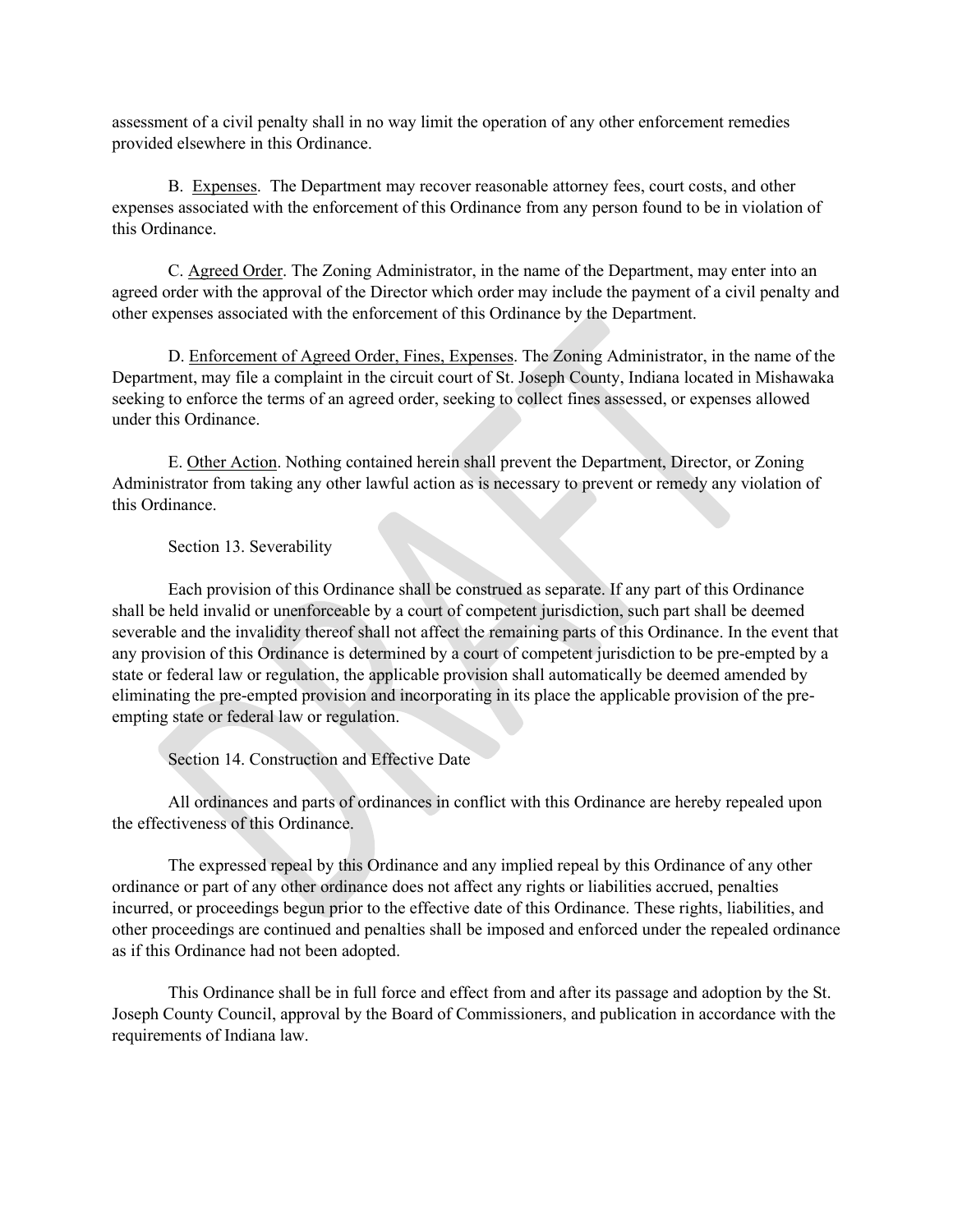assessment of a civil penalty shall in no way limit the operation of any other enforcement remedies provided elsewhere in this Ordinance.

B. Expenses. The Department may recover reasonable attorney fees, court costs, and other expenses associated with the enforcement of this Ordinance from any person found to be in violation of this Ordinance.

C. Agreed Order. The Zoning Administrator, in the name of the Department, may enter into an agreed order with the approval of the Director which order may include the payment of a civil penalty and other expenses associated with the enforcement of this Ordinance by the Department.

D. Enforcement of Agreed Order, Fines, Expenses. The Zoning Administrator, in the name of the Department, may file a complaint in the circuit court of St. Joseph County, Indiana located in Mishawaka seeking to enforce the terms of an agreed order, seeking to collect fines assessed, or expenses allowed under this Ordinance.

E. Other Action. Nothing contained herein shall prevent the Department, Director, or Zoning Administrator from taking any other lawful action as is necessary to prevent or remedy any violation of this Ordinance.

Section 13. Severability

Each provision of this Ordinance shall be construed as separate. If any part of this Ordinance shall be held invalid or unenforceable by a court of competent jurisdiction, such part shall be deemed severable and the invalidity thereof shall not affect the remaining parts of this Ordinance. In the event that any provision of this Ordinance is determined by a court of competent jurisdiction to be pre-empted by a state or federal law or regulation, the applicable provision shall automatically be deemed amended by eliminating the pre-empted provision and incorporating in its place the applicable provision of the pre-empting state or federal law or regulation.

Section 14. Construction and Effective Date

All ordinances and parts of ordinances in conflict with this Ordinance are hereby repealed upon the effectiveness of this Ordinance.

The expressed repeal by this Ordinance and any implied repeal by this Ordinance of any other ordinance or part of any other ordinance does not affect any rights or liabilities accrued, penalties incurred, or proceedings begun prior to the effective date of this Ordinance. These rights, liabilities, and other proceedings are continued and penalties shall be imposed and enforced under the repealed ordinance as if this Ordinance had not been adopted.

This Ordinance shall be in full force and effect from and after its passage and adoption by the St. Joseph County Council, approval by the Board of Commissioners, and publication in accordance with the requirements of Indiana law.